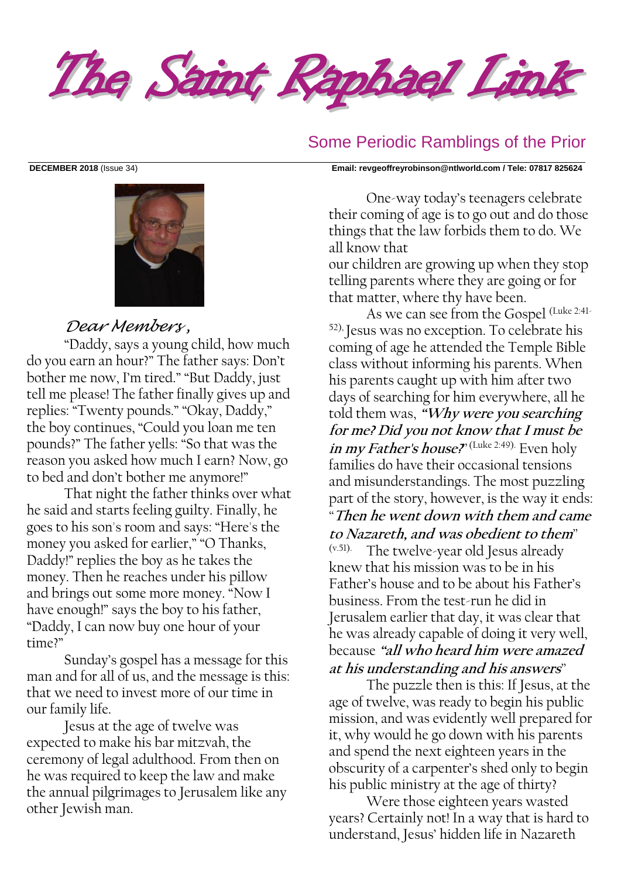# The Saint Raphael Link

## Some Periodic Ramblings of the Prior

**DECEMBER 2018** (Issue 34) **Email: revgeoffreyrobinson@ntlworld.com / Tele: 07817 825624**

*Dear Members,*

"Daddy, says a young child, how much do you earn an hour?" The father says: Don't bother me now, I'm tired." "But Daddy, just tell me please! The father finally gives up and replies: "Twenty pounds." "Okay, Daddy," the boy continues, "Could you loan me ten pounds?" The father yells: "So that was the reason you asked how much I earn? Now, go to bed and don't bother me anymore!"

That night the father thinks over what he said and starts feeling guilty. Finally, he goes to his son's room and says: "Here's the money you asked for earlier," "O Thanks, Daddy!" replies the boy as he takes the money. Then he reaches under his pillow and brings out some more money. "Now I have enough!" says the boy to his father, "Daddy, I can now buy one hour of your time?"

Sunday's gospel has a message for this man and for all of us, and the message is this: that we need to invest more of our time in our family life.

Jesus at the age of twelve was expected to make his bar mitzvah, the ceremony of legal adulthood. From then on he was required to keep the law and make the annual pilgrimages to Jerusalem like any other Jewish man.

One-way today's teenagers celebrate their coming of age is to go out and do those things that the law forbids them to do. We all know that

our children are growing up when they stop telling parents where they are going or for that matter, where thy have been.

As we can see from the Gospel (Luke 2:41-52). Jesus was no exception. To celebrate his coming of age he attended the Temple Bible class without informing his parents. When his parents caught up with him after two days of searching for him everywhere, all he told them was, ***"Why were you searching for me? Did you not know that I must be in my Father's house?"*** (Luke 2:49). Even holy families do have their occasional tensions and misunderstandings. The most puzzling part of the story, however, is the way it ends: "***Then he went down with them and came to Nazareth, and was obedient to them***" (v.51). The twelve-year old Jesus already knew that his mission was to be in his Father's house and to be about his Father's business. From the test-run he did in Jerusalem earlier that day, it was clear that he was already capable of doing it very well, because ***"all who heard him were amazed at his understanding and his answers***"

The puzzle then is this: If Jesus, at the age of twelve, was ready to begin his public mission, and was evidently well prepared for it, why would he go down with his parents and spend the next eighteen years in the obscurity of a carpenter's shed only to begin his public ministry at the age of thirty?

Were those eighteen years wasted years? Certainly not! In a way that is hard to understand, Jesus' hidden life in Nazareth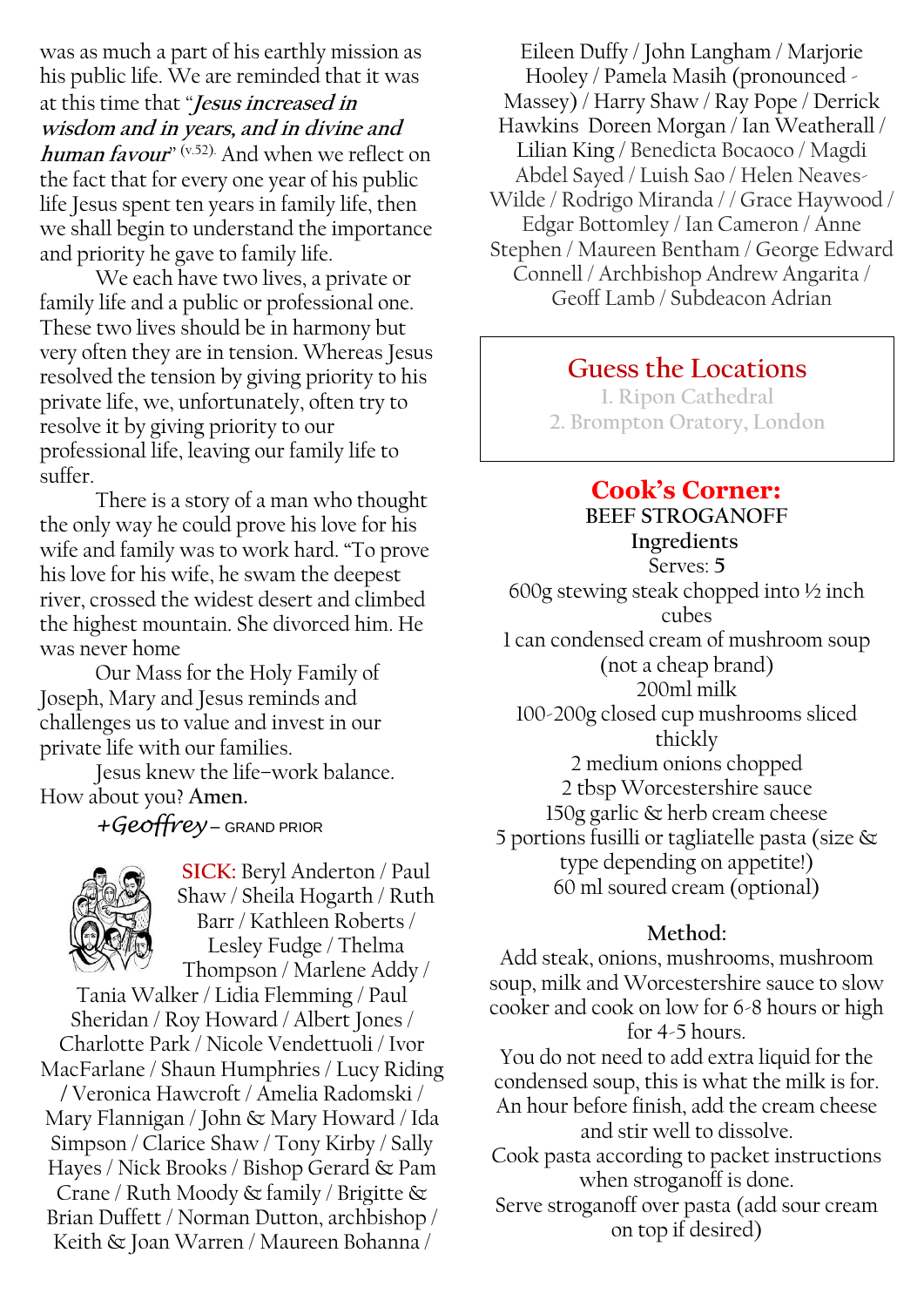was as much a part of his earthly mission as his public life. We are reminded that it was at this time that "***Jesus increased in wisdom and in years, and in divine and human favour***" (v.52). And when we reflect on the fact that for every one year of his public life Jesus spent ten years in family life, then we shall begin to understand the importance and priority he gave to family life.

We each have two lives, a private or family life and a public or professional one. These two lives should be in harmony but very often they are in tension. Whereas Jesus resolved the tension by giving priority to his private life, we, unfortunately, often try to resolve it by giving priority to our professional life, leaving our family life to suffer.

There is a story of a man who thought the only way he could prove his love for his wife and family was to work hard. "To prove his love for his wife, he swam the deepest river, crossed the widest desert and climbed the highest mountain. She divorced him. He was never home

Our Mass for the Holy Family of Joseph, Mary and Jesus reminds and challenges us to value and invest in our private life with our families.

Jesus knew the life–work balance. How about you? **Amen.**

*+Geoffrey* – GRAND PRIOR

**SICK:** Beryl Anderton / Paul Shaw / Sheila Hogarth / Ruth Barr / Kathleen Roberts / Lesley Fudge / Thelma Thompson / Marlene Addy / Tania Walker / Lidia Flemming / Paul Sheridan / Roy Howard / Albert Jones / Charlotte Park / Nicole Vendettuoli / Ivor MacFarlane / Shaun Humphries / Lucy Riding / Veronica Hawcroft / Amelia Radomski / Mary Flannigan / John & Mary Howard / Ida Simpson / Clarice Shaw / Tony Kirby / Sally Hayes / Nick Brooks / Bishop Gerard & Pam Crane / Ruth Moody & family / Brigitte & Brian Duffett / Norman Dutton, archbishop / Keith & Joan Warren / Maureen Bohanna / Eileen Duffy / John Langham / Marjorie Hooley / Pamela Masih (pronounced - Massey) / Harry Shaw / Ray Pope / Derrick Hawkins Doreen Morgan / Ian Weatherall / Lilian King / Benedicta Bocaoco / Magdi Abdel Sayed / Luish Sao / Helen Neaves-Wilde / Rodrigo Miranda / / Grace Haywood / Edgar Bottomley / Ian Cameron / Anne Stephen / Maureen Bentham / George Edward Connell / Archbishop Andrew Angarita / Geoff Lamb / Subdeacon Adrian

## Guess the Locations

1. Ripon Cathedral
2. Brompton Oratory, London

## Cook's Corner:

**BEEF STROGANOFF**

**Ingredients**

Serves: **5**

600g stewing steak chopped into ½ inch cubes
1 can condensed cream of mushroom soup (not a cheap brand)
200ml milk
100-200g closed cup mushrooms sliced thickly
2 medium onions chopped
2 tbsp Worcestershire sauce
150g garlic & herb cream cheese
5 portions fusilli or tagliatelle pasta (size & type depending on appetite!)
60 ml soured cream (optional)

**Method:**

Add steak, onions, mushrooms, mushroom soup, milk and Worcestershire sauce to slow cooker and cook on low for 6-8 hours or high for 4-5 hours.
You do not need to add extra liquid for the condensed soup, this is what the milk is for.
An hour before finish, add the cream cheese and stir well to dissolve.
Cook pasta according to packet instructions when stroganoff is done.
Serve stroganoff over pasta (add sour cream on top if desired)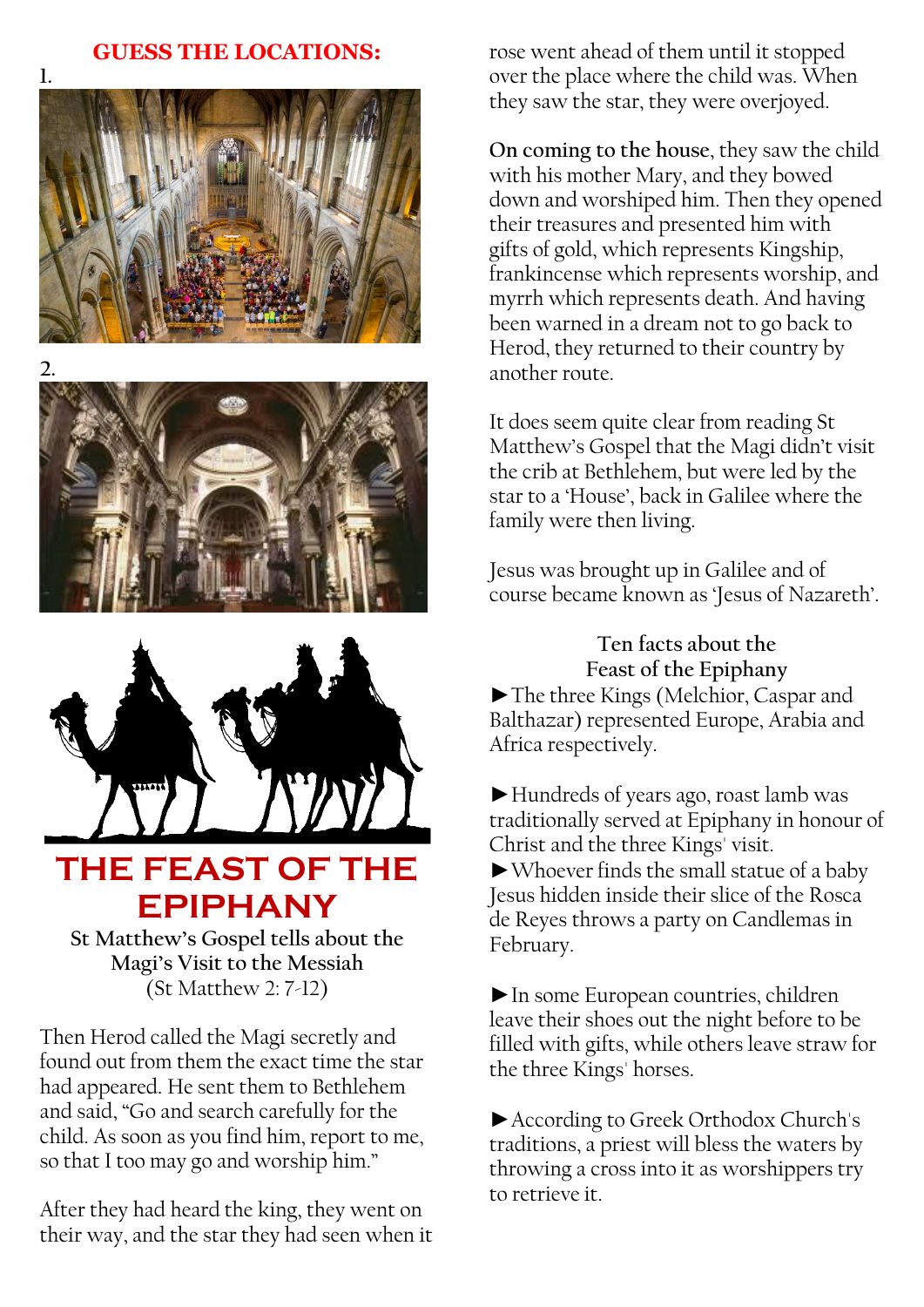## GUESS THE LOCATIONS:

1.

2.

# THE FEAST OF THE EPIPHANY

**St Matthew's Gospel tells about the Magi's Visit to the Messiah**
(St Matthew 2: 7-12)

Then Herod called the Magi secretly and found out from them the exact time the star had appeared. He sent them to Bethlehem and said, "Go and search carefully for the child. As soon as you find him, report to me, so that I too may go and worship him."

After they had heard the king, they went on their way, and the star they had seen when it rose went ahead of them until it stopped over the place where the child was. When they saw the star, they were overjoyed.

**On coming to the house**, they saw the child with his mother Mary, and they bowed down and worshiped him. Then they opened their treasures and presented him with gifts of gold, which represents Kingship, frankincense which represents worship, and myrrh which represents death. And having been warned in a dream not to go back to Herod, they returned to their country by another route.

It does seem quite clear from reading St Matthew's Gospel that the Magi didn't visit the crib at Bethlehem, but were led by the star to a 'House', back in Galilee where the family were then living.

Jesus was brought up in Galilee and of course became known as 'Jesus of Nazareth'.

### Ten facts about the Feast of the Epiphany

► The three Kings (Melchior, Caspar and Balthazar) represented Europe, Arabia and Africa respectively.

► Hundreds of years ago, roast lamb was traditionally served at Epiphany in honour of Christ and the three Kings' visit.

► Whoever finds the small statue of a baby Jesus hidden inside their slice of the Rosca de Reyes throws a party on Candlemas in February.

► In some European countries, children leave their shoes out the night before to be filled with gifts, while others leave straw for the three Kings' horses.

► According to Greek Orthodox Church's traditions, a priest will bless the waters by throwing a cross into it as worshippers try to retrieve it.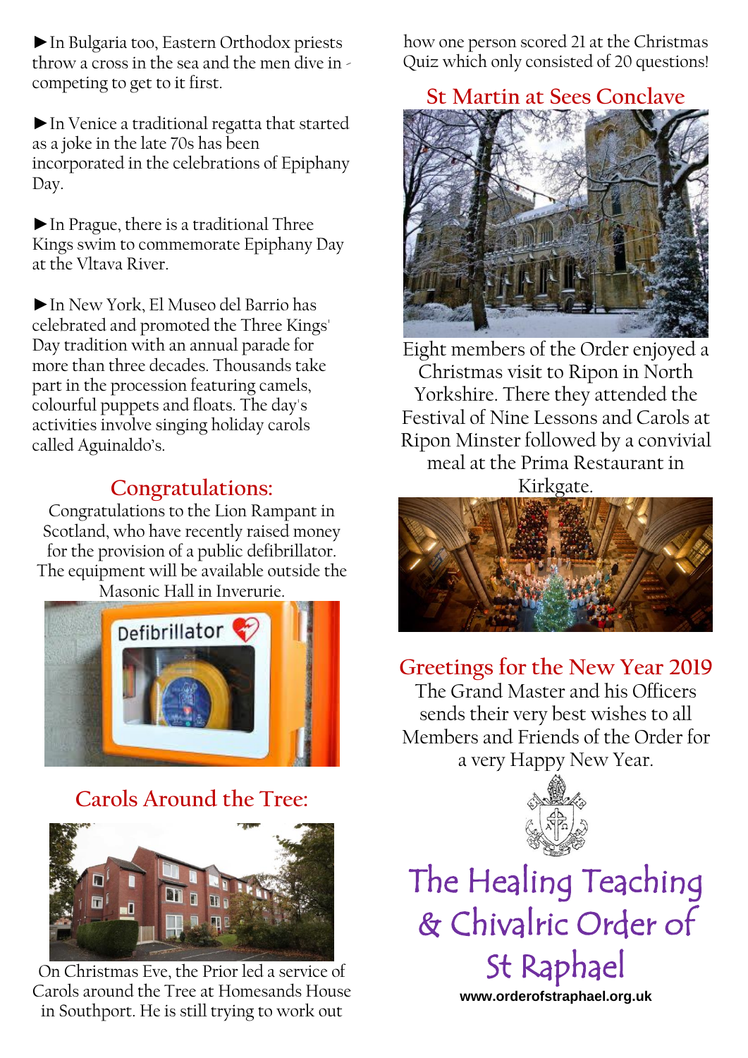►In Bulgaria too, Eastern Orthodox priests throw a cross in the sea and the men dive in - competing to get to it first.

►In Venice a traditional regatta that started as a joke in the late 70s has been incorporated in the celebrations of Epiphany Day.

►In Prague, there is a traditional Three Kings swim to commemorate Epiphany Day at the Vltava River.

►In New York, El Museo del Barrio has celebrated and promoted the Three Kings' Day tradition with an annual parade for more than three decades. Thousands take part in the procession featuring camels, colourful puppets and floats. The day's activities involve singing holiday carols called Aguinaldo's.

## Congratulations:

Congratulations to the Lion Rampant in Scotland, who have recently raised money for the provision of a public defibrillator. The equipment will be available outside the Masonic Hall in Inverurie.

## Carols Around the Tree:

On Christmas Eve, the Prior led a service of Carols around the Tree at Homesands House in Southport. He is still trying to work out how one person scored 21 at the Christmas Quiz which only consisted of 20 questions!

## St Martin at Sees Conclave

Eight members of the Order enjoyed a Christmas visit to Ripon in North Yorkshire. There they attended the Festival of Nine Lessons and Carols at Ripon Minster followed by a convivial meal at the Prima Restaurant in Kirkgate.

## Greetings for the New Year 2019

The Grand Master and his Officers sends their very best wishes to all Members and Friends of the Order for a very Happy New Year.

# The Healing Teaching & Chivalric Order of St Raphael

**www.orderofstraphael.org.uk**